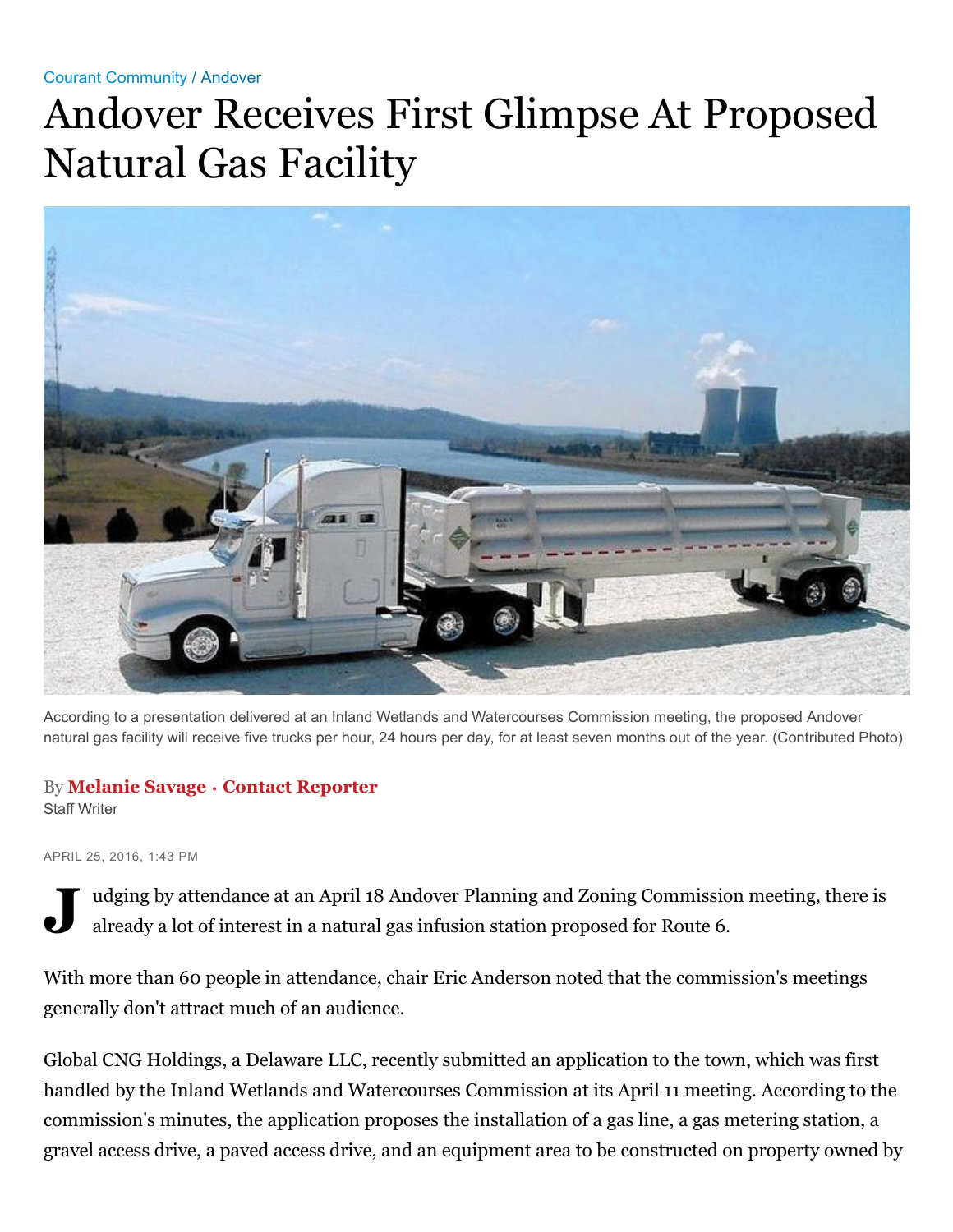Courant Community / Andover

# Andover Receives First Glimpse At Proposed Natural Gas Facility

According to a presentation delivered at an Inland Wetlands and Watercourses Commission meeting, the proposed Andover natural gas facility will receive five trucks per hour, 24 hours per day, for at least seven months out of the year. (Contributed Photo)

By **Melanie Savage · Contact Reporter**
Staff Writer

APRIL 25, 2016, 1:43 PM

Judging by attendance at an April 18 Andover Planning and Zoning Commission meeting, there is already a lot of interest in a natural gas infusion station proposed for Route 6.

With more than 60 people in attendance, chair Eric Anderson noted that the commission's meetings generally don't attract much of an audience.

Global CNG Holdings, a Delaware LLC, recently submitted an application to the town, which was first handled by the Inland Wetlands and Watercourses Commission at its April 11 meeting. According to the commission's minutes, the application proposes the installation of a gas line, a gas metering station, a gravel access drive, a paved access drive, and an equipment area to be constructed on property owned by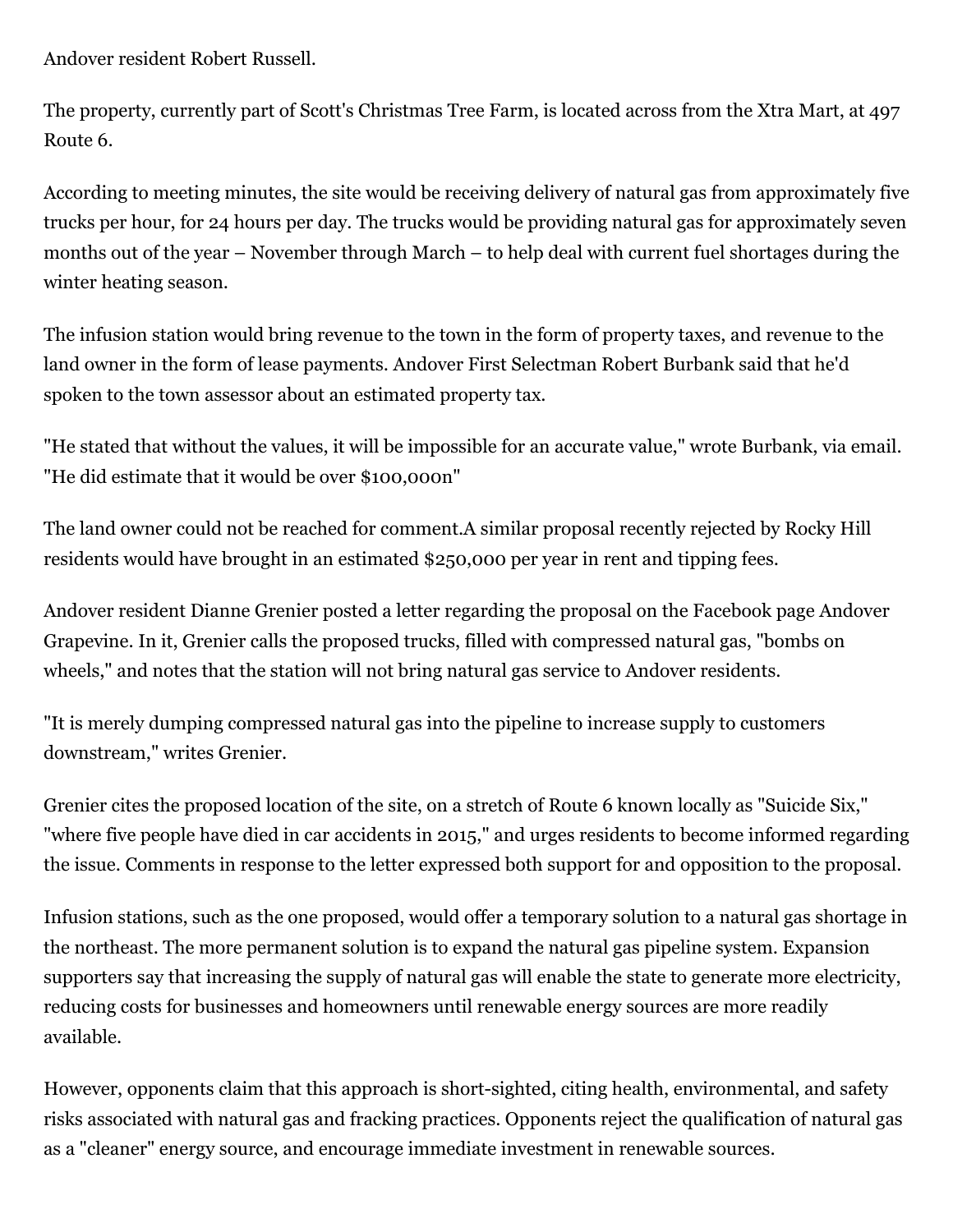Andover resident Robert Russell.

The property, currently part of Scott's Christmas Tree Farm, is located across from the Xtra Mart, at 497 Route 6.

According to meeting minutes, the site would be receiving delivery of natural gas from approximately five trucks per hour, for 24 hours per day. The trucks would be providing natural gas for approximately seven months out of the year – November through March – to help deal with current fuel shortages during the winter heating season.

The infusion station would bring revenue to the town in the form of property taxes, and revenue to the land owner in the form of lease payments. Andover First Selectman Robert Burbank said that he'd spoken to the town assessor about an estimated property tax.

"He stated that without the values, it will be impossible for an accurate value," wrote Burbank, via email. "He did estimate that it would be over $100,000n"

The land owner could not be reached for comment.A similar proposal recently rejected by Rocky Hill residents would have brought in an estimated $250,000 per year in rent and tipping fees.

Andover resident Dianne Grenier posted a letter regarding the proposal on the Facebook page Andover Grapevine. In it, Grenier calls the proposed trucks, filled with compressed natural gas, "bombs on wheels," and notes that the station will not bring natural gas service to Andover residents.

"It is merely dumping compressed natural gas into the pipeline to increase supply to customers downstream," writes Grenier.

Grenier cites the proposed location of the site, on a stretch of Route 6 known locally as "Suicide Six," "where five people have died in car accidents in 2015," and urges residents to become informed regarding the issue. Comments in response to the letter expressed both support for and opposition to the proposal.

Infusion stations, such as the one proposed, would offer a temporary solution to a natural gas shortage in the northeast. The more permanent solution is to expand the natural gas pipeline system. Expansion supporters say that increasing the supply of natural gas will enable the state to generate more electricity, reducing costs for businesses and homeowners until renewable energy sources are more readily available.

However, opponents claim that this approach is short-sighted, citing health, environmental, and safety risks associated with natural gas and fracking practices. Opponents reject the qualification of natural gas as a "cleaner" energy source, and encourage immediate investment in renewable sources.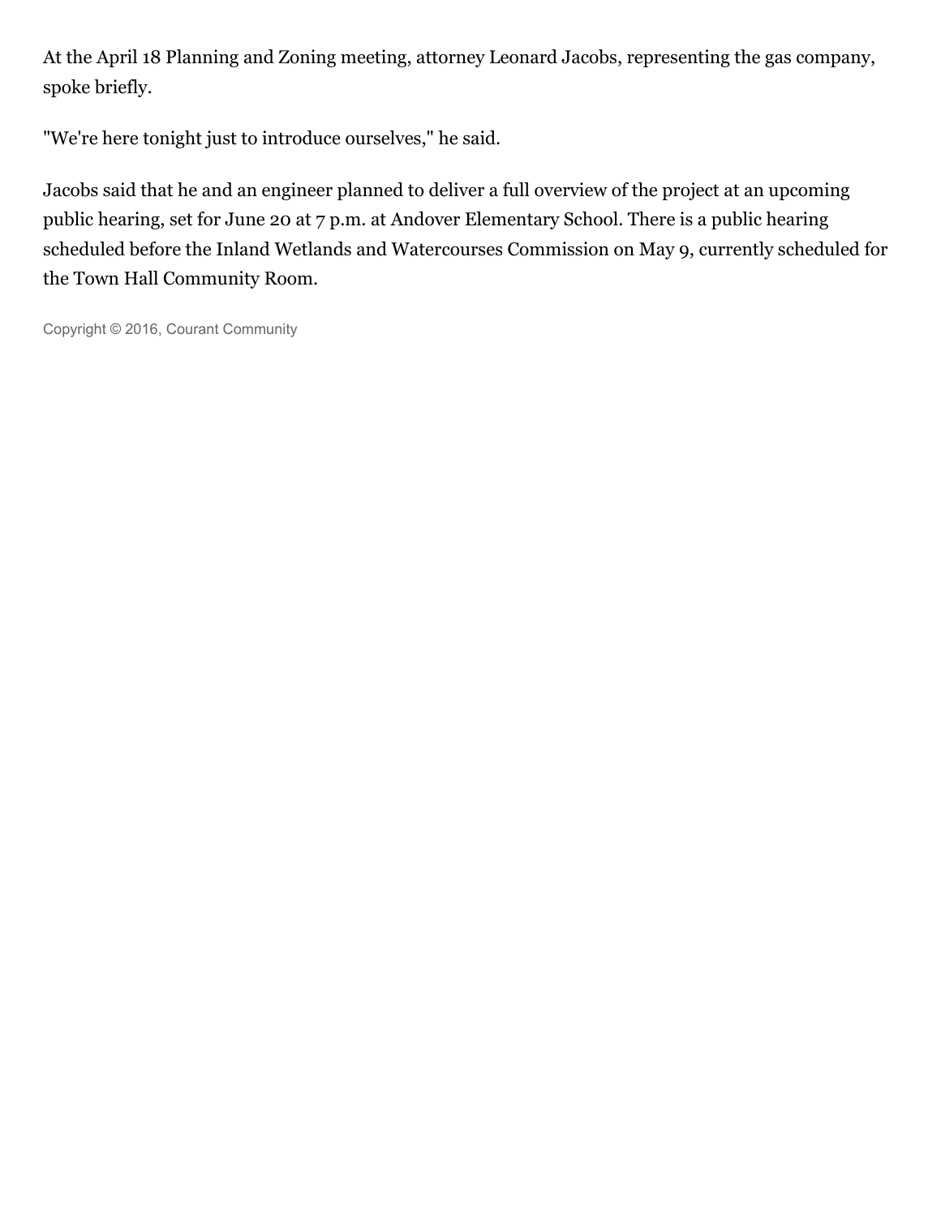At the April 18 Planning and Zoning meeting, attorney Leonard Jacobs, representing the gas company, spoke briefly.

"We're here tonight just to introduce ourselves," he said.

Jacobs said that he and an engineer planned to deliver a full overview of the project at an upcoming public hearing, set for June 20 at 7 p.m. at Andover Elementary School. There is a public hearing scheduled before the Inland Wetlands and Watercourses Commission on May 9, currently scheduled for the Town Hall Community Room.

Copyright © 2016, Courant Community